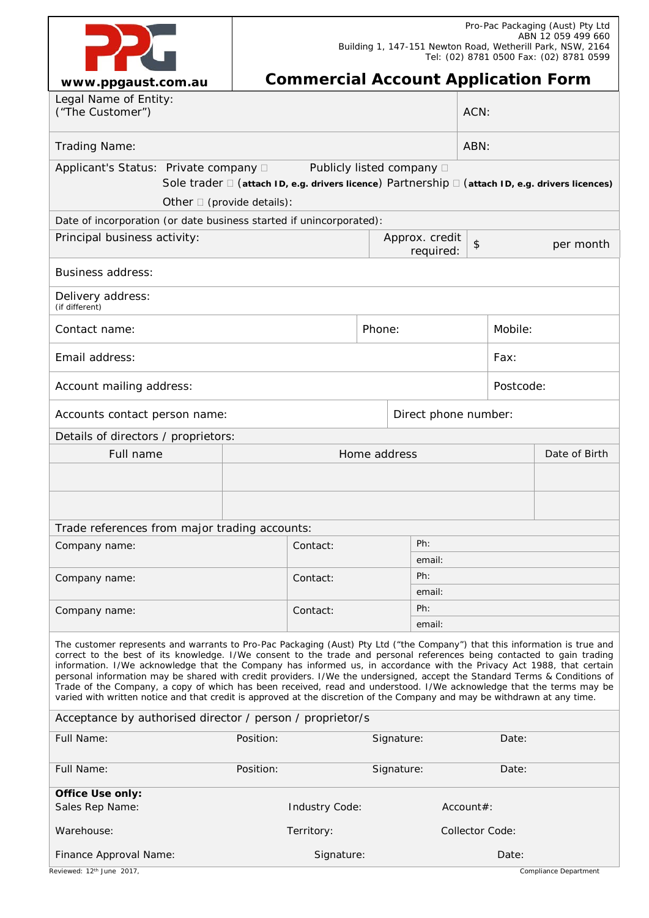Pro-Pac Packaging (Aust) Pty Ltd
ABN 12 059 499 660
Building 1, 147-151 Newton Road, Wetherill Park, NSW, 2164
Tel: (02) 8781 0500 Fax: (02) 8781 0599

www.ppgaust.com.au

# Commercial Account Application Form

| Legal Name of Entity: ("The Customer") | ACN: |
|---|---|
| Trading Name: | ABN: |

Applicant's Status: Private company ☐ Publicly listed company ☐
Sole trader ☐ (**attach ID, e.g. drivers licence**) Partnership ☐ (**attach ID, e.g. drivers licences)**
Other ☐ (provide details):

Date of incorporation (or date business started if unincorporated):

| Principal business activity: | Approx. credit required: | $ per month |
|---|---|---|

Business address:

Delivery address:
(if different)

| Contact name: | Phone: | Mobile: |
|---|---|---|
| Email address: | | Fax: |
| Account mailing address: | | Postcode: |

| Accounts contact person name: | Direct phone number: |
|---|---|

Details of directors / proprietors:

| Full name | Home address | Date of Birth |
|---|---|---|
| | | |
| | | |

Trade references from major trading accounts:

| Company name: | Contact: | Ph: |
|---|---|---|
| | | email: |
| Company name: | Contact: | Ph: |
| | | email: |
| Company name: | Contact: | Ph: |
| | | email: |

The customer represents and warrants to Pro-Pac Packaging (Aust) Pty Ltd ("the Company") that this information is true and correct to the best of its knowledge. I/We consent to the trade and personal references being contacted to gain trading information. I/We acknowledge that the Company has informed us, in accordance with the Privacy Act 1988, that certain personal information may be shared with credit providers. I/We the undersigned, accept the Standard Terms & Conditions of Trade of the Company, a copy of which has been received, read and understood. I/We acknowledge that the terms may be varied with written notice and that credit is approved at the discretion of the Company and may be withdrawn at any time.

Acceptance by authorised director / person / proprietor/s

| Full Name: | Position: | Signature: | Date: |
|---|---|---|---|
| Full Name: | Position: | Signature: | Date: |

**Office Use only:**

| Sales Rep Name: | Industry Code: | Account#: |
|---|---|---|
| Warehouse: | Territory: | Collector Code: |
| Finance Approval Name: | Signature: | Date: |

Reviewed: 12th June 2017, Compliance Department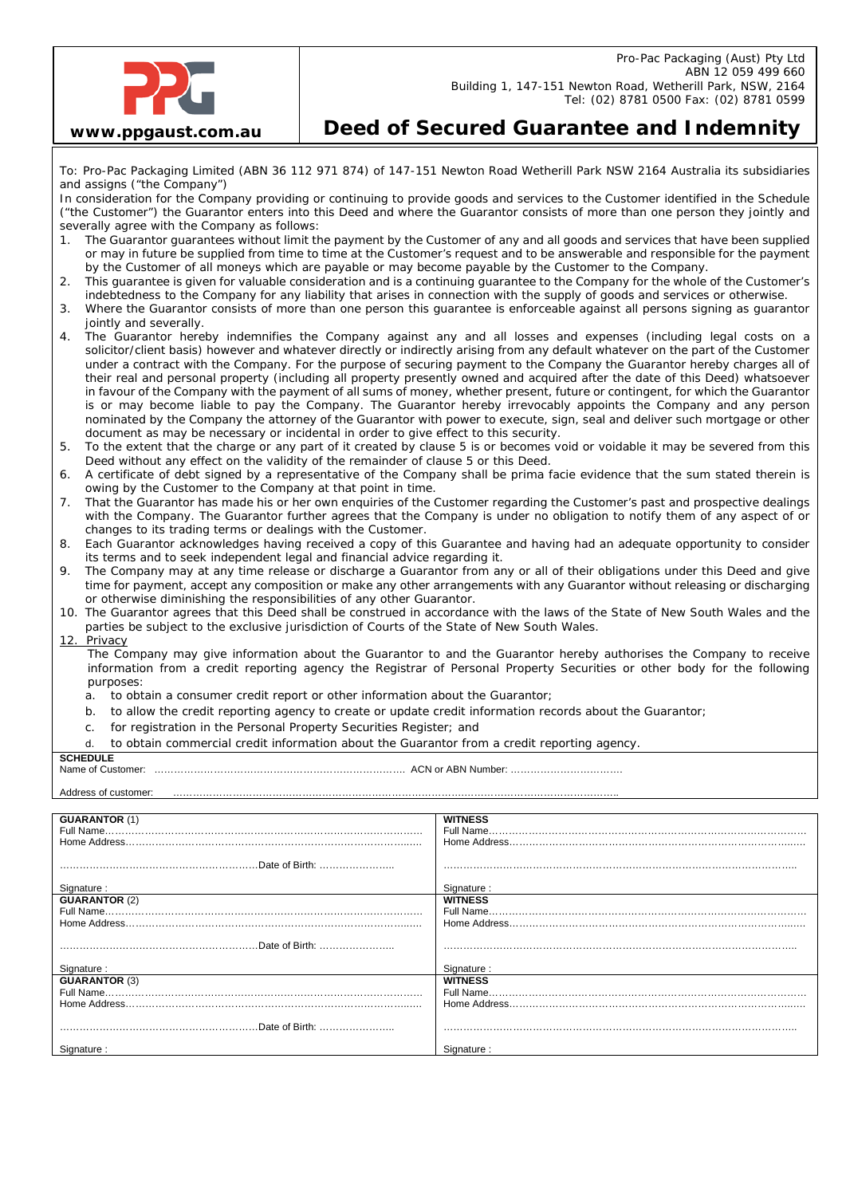Pro-Pac Packaging (Aust) Pty Ltd
ABN 12 059 499 660
Building 1, 147-151 Newton Road, Wetherill Park, NSW, 2164
Tel: (02) 8781 0500 Fax: (02) 8781 0599

**www.ppgaust.com.au**

# Deed of Secured Guarantee and Indemnity

To: Pro-Pac Packaging Limited (ABN 36 112 971 874) of 147-151 Newton Road Wetherill Park NSW 2164 Australia its subsidiaries and assigns ("the Company")

In consideration for the Company providing or continuing to provide goods and services to the Customer identified in the Schedule ("the Customer") the Guarantor enters into this Deed and where the Guarantor consists of more than one person they jointly and severally agree with the Company as follows:

1. The Guarantor guarantees without limit the payment by the Customer of any and all goods and services that have been supplied or may in future be supplied from time to time at the Customer's request and to be answerable and responsible for the payment by the Customer of all moneys which are payable or may become payable by the Customer to the Company.
2. This guarantee is given for valuable consideration and is a continuing guarantee to the Company for the whole of the Customer's indebtedness to the Company for any liability that arises in connection with the supply of goods and services or otherwise.
3. Where the Guarantor consists of more than one person this guarantee is enforceable against all persons signing as guarantor jointly and severally.
4. The Guarantor hereby indemnifies the Company against any and all losses and expenses (including legal costs on a solicitor/client basis) however and whatever directly or indirectly arising from any default whatever on the part of the Customer under a contract with the Company. For the purpose of securing payment to the Company the Guarantor hereby charges all of their real and personal property (including all property presently owned and acquired after the date of this Deed) whatsoever in favour of the Company with the payment of all sums of money, whether present, future or contingent, for which the Guarantor is or may become liable to pay the Company. The Guarantor hereby irrevocably appoints the Company and any person nominated by the Company the attorney of the Guarantor with power to execute, sign, seal and deliver such mortgage or other document as may be necessary or incidental in order to give effect to this security.
5. To the extent that the charge or any part of it created by clause 5 is or becomes void or voidable it may be severed from this Deed without any effect on the validity of the remainder of clause 5 or this Deed.
6. A certificate of debt signed by a representative of the Company shall be prima facie evidence that the sum stated therein is owing by the Customer to the Company at that point in time.
7. That the Guarantor has made his or her own enquiries of the Customer regarding the Customer's past and prospective dealings with the Company. The Guarantor further agrees that the Company is under no obligation to notify them of any aspect of or changes to its trading terms or dealings with the Customer.
8. Each Guarantor acknowledges having received a copy of this Guarantee and having had an adequate opportunity to consider its terms and to seek independent legal and financial advice regarding it.
9. The Company may at any time release or discharge a Guarantor from any or all of their obligations under this Deed and give time for payment, accept any composition or make any other arrangements with any Guarantor without releasing or discharging or otherwise diminishing the responsibilities of any other Guarantor.
10. The Guarantor agrees that this Deed shall be construed in accordance with the laws of the State of New South Wales and the parties be subject to the exclusive jurisdiction of Courts of the State of New South Wales.

12. Privacy

    The Company may give information about the Guarantor to and the Guarantor hereby authorises the Company to receive information from a credit reporting agency the Registrar of Personal Property Securities or other body for the following purposes:

    a. to obtain a consumer credit report or other information about the Guarantor;
    b. to allow the credit reporting agency to create or update credit information records about the Guarantor;
    c. for registration in the Personal Property Securities Register; and
    d. to obtain commercial credit information about the Guarantor from a credit reporting agency.

**SCHEDULE**

Name of Customer: ………………………………………………………………… ACN or ABN Number: ……………………………

Address of customer: ……………………………………………………………………………………………………………………

| **GUARANTOR** (1) | **WITNESS** |
|---|---|
| Full Name……………………………………………………………………………… | Full Name……………………………………………………………………………… |
| Home Address……………………………………………………………………… | Home Address……………………………………………………………………… |
| ………………………………………………………Date of Birth: ………………… | ……………………………………………………………………………………………… |
| Signature : | Signature : |
| **GUARANTOR** (2) | **WITNESS** |
| Full Name……………………………………………………………………………… | Full Name……………………………………………………………………………… |
| Home Address……………………………………………………………………… | Home Address……………………………………………………………………… |
| ………………………………………………………Date of Birth: ………………… | ……………………………………………………………………………………………… |
| Signature : | Signature : |
| **GUARANTOR** (3) | **WITNESS** |
| Full Name……………………………………………………………………………… | Full Name……………………………………………………………………………… |
| Home Address……………………………………………………………………… | Home Address……………………………………………………………………… |
| ………………………………………………………Date of Birth: ………………… | ……………………………………………………………………………………………… |
| Signature : | Signature : |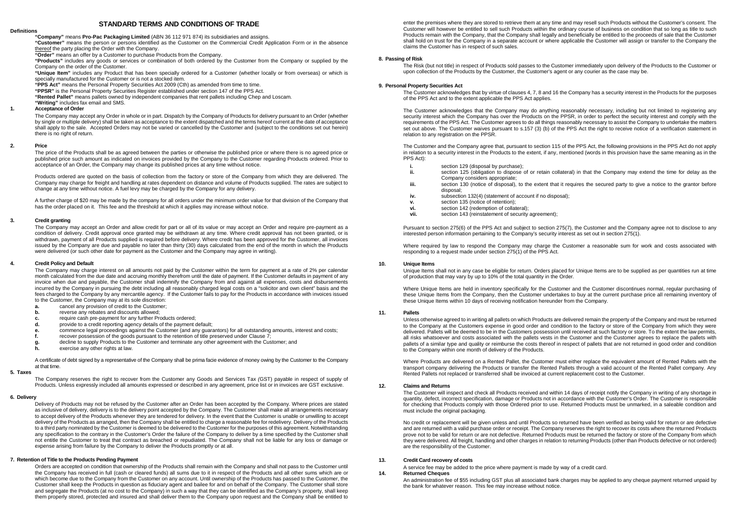# STANDARD TERMS AND CONDITIONS OF TRADE

**Definitions**

**"Company"** means **Pro-Pac Packaging Limited** (ABN 36 112 971 874) its subsidiaries and assigns.

**"Customer"** means the person or persons identified as the Customer on the Commercial Credit Application Form or in the absence thereof the party placing the Order with the Company.

**"Order"** means an offer by a Customer to purchase Products from the Company.

**"Products"** includes any goods or services or combination of both ordered by the Customer from the Company or supplied by the Company on the order of the Customer.

**"Unique Item"** includes any Product that has been specially ordered for a Customer (whether locally or from overseas) or which is specially manufactured for the Customer or is not a stocked item.

**"PPS Act"** means the Personal Property Securities Act 2009 (Cth) as amended from time to time.

**"PPSR"** is the Personal Property Securities Register established under section 147 of the PPS Act.

**"Rented Pallet"** means pallets owned by independent companies that rent pallets including Chep and Loscam.

**"Writing"** includes fax email and SMS.

## 1. Acceptance of Order

The Company may accept any Order in whole or in part. Dispatch by the Company of Products for delivery pursuant to an Order (whether by single or multiple delivery) shall be taken as acceptance to the extent dispatched and the terms hereof current at the date of acceptance shall apply to the sale. Accepted Orders may not be varied or cancelled by the Customer and (subject to the conditions set out herein) there is no right of return.

## 2. Price

The price of the Products shall be as agreed between the parties or otherwise the published price or where there is no agreed price or published price such amount as indicated on invoices provided by the Company to the Customer regarding Products ordered. Prior to acceptance of an Order, the Company may change its published prices at any time without notice.

Products ordered are quoted on the basis of collection from the factory or store of the Company from which they are delivered. The Company may charge for freight and handling at rates dependent on distance and volume of Products supplied. The rates are subject to change at any time without notice. A fuel levy may be charged by the Company for any delivery.

A further charge of $20 may be made by the company for all orders under the minimum order value for that division of the Company that has the order placed on it. This fee and the threshold at which it applies may increase without notice.

## 3. Credit granting

The Company may accept an Order and allow credit for part or all of its value or may accept an Order and require pre-payment as a condition of delivery. Credit approval once granted may be withdrawn at any time. Where credit approval has not been granted, or is withdrawn, payment of all Products supplied is required before delivery. Where credit has been approved for the Customer, all invoices issued by the Company are due and payable no later than thirty (30) days calculated from the end of the month in which the Products were delivered (or such other date for payment as the Customer and the Company may agree in writing).

## 4. Credit Policy and Default

The Company may charge interest on all amounts not paid by the Customer within the term for payment at a rate of 2% per calendar month calculated from the due date and accruing monthly therefrom until the date of payment. If the Customer defaults in payment of any invoice when due and payable, the Customer shall indemnify the Company from and against all expenses, costs and disbursements incurred by the Company in pursuing the debt including all reasonably charged legal costs on a "solicitor and own client" basis and the fees charged to the Company by any mercantile agency. If the Customer fails to pay for the Products in accordance with invoices issued to the Customer, the Company may at its sole discretion:

- **a.** cancel any provision of credit to the Customer;
- **b.** reverse any rebates and discounts allowed;
- **c.** require cash pre-payment for any further Products ordered;
- **d.** provide to a credit reporting agency details of the payment default;
- **e.** commence legal proceedings against the Customer (and any guarantors) for all outstanding amounts, interest and costs;
- **f.** recover possession of the goods pursuant to the retention of title preserved under Clause 7;
- **g.** decline to supply Products to the Customer and terminate any other agreement with the Customer; and
- **h.** exercise any other rights at law.

A certificate of debt signed by a representative of the Company shall be prima facie evidence of money owing by the Customer to the Company at that time.

## 5. Taxes

The Company reserves the right to recover from the Customer any Goods and Services Tax (GST) payable in respect of supply of Products. Unless expressly included all amounts expressed or described in any agreement, price list or in invoices are GST exclusive.

## 6. Delivery

Delivery of Products may not be refused by the Customer after an Order has been accepted by the Company. Where prices are stated as inclusive of delivery, delivery is to the delivery point accepted by the Company. The Customer shall make all arrangements necessary to accept delivery of the Products whenever they are tendered for delivery. In the event that the Customer is unable or unwilling to accept delivery of the Products as arranged, then the Company shall be entitled to charge a reasonable fee for redelivery. Delivery of the Products to a third party nominated by the Customer is deemed to be delivered to the Customer for the purposes of this agreement. Notwithstanding any specification to the contrary in the Customer's Order the failure of the Company to deliver by a time specified by the Customer shall not entitle the Customer to treat that contract as breached or repudiated. The Company shall not be liable for any loss or damage or expense arising from failure by the Company to deliver the Products promptly or at all.

## 7. Retention of Title to the Products Pending Payment

Orders are accepted on condition that ownership of the Products shall remain with the Company and shall not pass to the Customer until the Company has received in full (cash or cleared funds) all sums due to it in respect of the Products and all other sums which are or which become due to the Company from the Customer on any account. Until ownership of the Products has passed to the Customer, the Customer shall keep the Products in question as fiduciary agent and bailee for and on behalf of the Company. The Customer shall store and segregate the Products (at no cost to the Company) in such a way that they can be identified as the Company's property, shall keep them properly stored, protected and insured and shall deliver them to the Company upon request and the Company shall be entitled to enter the premises where they are stored to retrieve them at any time and may resell such Products without the Customer's consent. The Customer will however be entitled to sell such Products within the ordinary course of business on condition that so long as title to such Products remain with the Company, that the Company shall legally and beneficially be entitled to the proceeds of sale that the Customer shall hold on trust for the Company in a separate account or where applicable the Customer will assign or transfer to the Company the claims the Customer has in respect of such sales.

## 8. Passing of Risk

The Risk (but not title) in respect of Products sold passes to the Customer immediately upon delivery of the Products to the Customer or upon collection of the Products by the Customer, the Customer's agent or any courier as the case may be.

## 9. Personal Property Securities Act

The Customer acknowledges that by virtue of clauses 4, 7, 8 and 16 the Company has a security interest in the Products for the purposes of the PPS Act and to the extent applicable the PPS Act applies.

The Customer acknowledges that the Company may do anything reasonably necessary, including but not limited to registering any security interest which the Company has over the Products on the PPSR, in order to perfect the security interest and comply with the requirements of the PPS Act. The Customer agrees to do all things reasonably necessary to assist the Company to undertake the matters set out above. The Customer waives pursuant to s.157 (3) (b) of the PPS Act the right to receive notice of a verification statement in relation to any registration on the PPSR.

The Customer and the Company agree that, pursuant to section 115 of the PPS Act, the following provisions in the PPS Act do not apply in relation to a security interest in the Products to the extent, if any, mentioned (words in this provision have the same meaning as in the PPS Act):

- **i.** section 129 (disposal by purchase);
- **ii.** section 125 (obligation to dispose of or retain collateral) in that the Company may extend the time for delay as the Company considers appropriate;
- **iii.** section 130 (notice of disposal), to the extent that it requires the secured party to give a notice to the grantor before disposal;
- **iv.** subsection 132(4) (statement of account if no disposal);
- **v.** section 135 (notice of retention);
- **vi.** section 142 (redemption of collateral);
- **vii.** section 143 (reinstatement of security agreement);

Pursuant to section 275(6) of the PPS Act and subject to section 275(7), the Customer and the Company agree not to disclose to any interested person information pertaining to the Company's security interest as set out in section 275(1).

Where required by law to respond the Company may charge the Customer a reasonable sum for work and costs associated with responding to a request made under section 275(1) of the PPS Act.

## 10. Unique Items

Unique Items shall not in any case be eligible for return. Orders placed for Unique Items are to be supplied as per quantities run at time of production that may vary by up to 10% of the total quantity in the Order.

Where Unique Items are held in inventory specifically for the Customer and the Customer discontinues normal, regular purchasing of these Unique Items from the Company, then the Customer undertakes to buy at the current purchase price all remaining inventory of these Unique Items within 10 days of receiving notification hereunder from the Company.

## 11. Pallets

Unless otherwise agreed to in writing all pallets on which Products are delivered remain the property of the Company and must be returned to the Company at the Customers expense in good order and condition to the factory or store of the Company from which they were delivered. Pallets will be deemed to be in the Customers possession until received at such factory or store. To the extent the law permits, all risks whatsoever and costs associated with the pallets vests in the Customer and the Customer agrees to replace the pallets with pallets of a similar type and quality or reimburse the costs thereof in respect of pallets that are not returned in good order and condition to the Company within one month of delivery of the Products.

Where Products are delivered on a Rented Pallet, the Customer must either replace the equivalent amount of Rented Pallets with the transport company delivering the Products or transfer the Rented Pallets through a valid account of the Rented Pallet company. Any Rented Pallets not replaced or transferred shall be invoiced at current replacement cost to the Customer.

## 12. Claims and Returns

The Customer will inspect and check all Products received and within 14 days of receipt notify the Company in writing of any shortage in quantity, defect, incorrect specification, damage or Products not in accordance with the Customer's Order. The Customer is responsible for checking that Products comply with those Ordered prior to use. Returned Products must be unmarked, in a saleable condition and must include the original packaging.

No credit or replacement will be given unless and until Products so returned have been verified as being valid for return or are defective and are returned with a valid purchase order or receipt. The Company reserves the right to recover its costs where the returned Products prove not to be valid for return or are not defective. Returned Products must be returned the factory or store of the Company from which they were delivered. All freight, handling and other charges in relation to returning Products (other than Products defective or not ordered) are the responsibility of the Customer.

## 13. Credit Card recovery of costs

A service fee may be added to the price where payment is made by way of a credit card.

## 14. Returned Cheques

An administration fee of $55 including GST plus all associated bank charges may be applied to any cheque payment returned unpaid by the bank for whatever reason. This fee may increase without notice.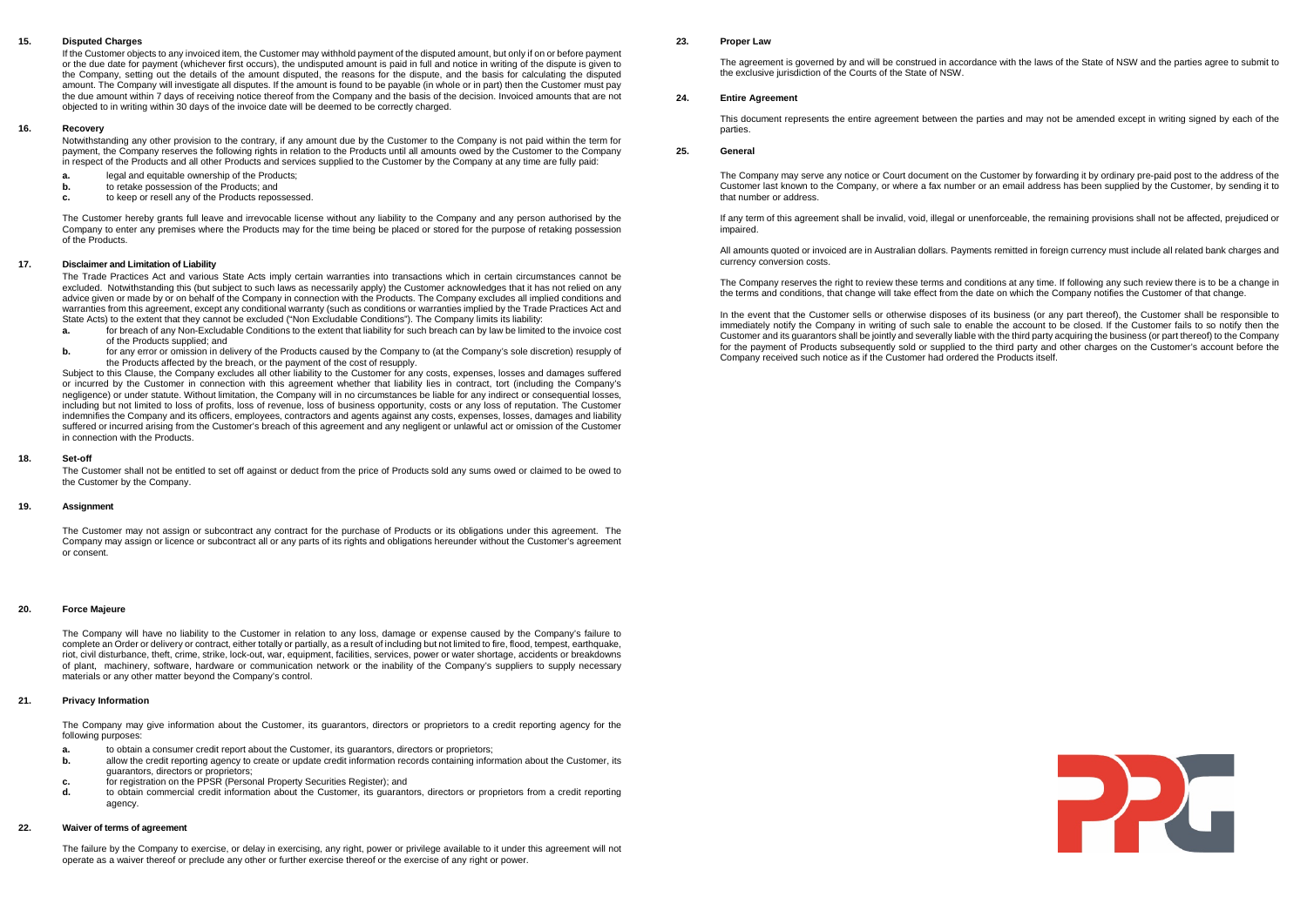### 15. Disputed Charges

If the Customer objects to any invoiced item, the Customer may withhold payment of the disputed amount, but only if on or before payment or the due date for payment (whichever first occurs), the undisputed amount is paid in full and notice in writing of the dispute is given to the Company, setting out the details of the amount disputed, the reasons for the dispute, and the basis for calculating the disputed amount. The Company will investigate all disputes. If the amount is found to be payable (in whole or in part) then the Customer must pay the due amount within 7 days of receiving notice thereof from the Company and the basis of the decision. Invoiced amounts that are not objected to in writing within 30 days of the invoice date will be deemed to be correctly charged.

### 16. Recovery

Notwithstanding any other provision to the contrary, if any amount due by the Customer to the Company is not paid within the term for payment, the Company reserves the following rights in relation to the Products until all amounts owed by the Customer to the Company in respect of the Products and all other Products and services supplied to the Customer by the Company at any time are fully paid:

- **a.** legal and equitable ownership of the Products;
- **b.** to retake possession of the Products; and
- **c.** to keep or resell any of the Products repossessed.

The Customer hereby grants full leave and irrevocable license without any liability to the Company and any person authorised by the Company to enter any premises where the Products may for the time being be placed or stored for the purpose of retaking possession of the Products.

### 17. Disclaimer and Limitation of Liability

The Trade Practices Act and various State Acts imply certain warranties into transactions which in certain circumstances cannot be excluded. Notwithstanding this (but subject to such laws as necessarily apply) the Customer acknowledges that it has not relied on any advice given or made by or on behalf of the Company in connection with the Products. The Company excludes all implied conditions and warranties from this agreement, except any conditional warranty (such as conditions or warranties implied by the Trade Practices Act and State Acts) to the extent that they cannot be excluded ("Non Excludable Conditions"). The Company limits its liability:

- **a.** for breach of any Non-Excludable Conditions to the extent that liability for such breach can by law be limited to the invoice cost of the Products supplied; and
- **b.** for any error or omission in delivery of the Products caused by the Company to (at the Company's sole discretion) resupply of the Products affected by the breach, or the payment of the cost of resupply.

Subject to this Clause, the Company excludes all other liability to the Customer for any costs, expenses, losses and damages suffered or incurred by the Customer in connection with this agreement whether that liability lies in contract, tort (including the Company's negligence) or under statute. Without limitation, the Company will in no circumstances be liable for any indirect or consequential losses, including but not limited to loss of profits, loss of revenue, loss of business opportunity, costs or any loss of reputation. The Customer indemnifies the Company and its officers, employees, contractors and agents against any costs, expenses, losses, damages and liability suffered or incurred arising from the Customer's breach of this agreement and any negligent or unlawful act or omission of the Customer in connection with the Products.

### 18. Set-off

The Customer shall not be entitled to set off against or deduct from the price of Products sold any sums owed or claimed to be owed to the Customer by the Company.

### 19. Assignment

The Customer may not assign or subcontract any contract for the purchase of Products or its obligations under this agreement. The Company may assign or licence or subcontract all or any parts of its rights and obligations hereunder without the Customer's agreement or consent.

### 20. Force Majeure

The Company will have no liability to the Customer in relation to any loss, damage or expense caused by the Company's failure to complete an Order or delivery or contract, either totally or partially, as a result of including but not limited to fire, flood, tempest, earthquake, riot, civil disturbance, theft, crime, strike, lock-out, war, equipment, facilities, services, power or water shortage, accidents or breakdowns of plant, machinery, software, hardware or communication network or the inability of the Company's suppliers to supply necessary materials or any other matter beyond the Company's control.

### 21. Privacy Information

The Company may give information about the Customer, its guarantors, directors or proprietors to a credit reporting agency for the following purposes:

- **a.** to obtain a consumer credit report about the Customer, its guarantors, directors or proprietors;
- **b.** allow the credit reporting agency to create or update credit information records containing information about the Customer, its guarantors, directors or proprietors;
- **c.** for registration on the PPSR (Personal Property Securities Register); and
- **d.** to obtain commercial credit information about the Customer, its guarantors, directors or proprietors from a credit reporting agency.

### 22. Waiver of terms of agreement

The failure by the Company to exercise, or delay in exercising, any right, power or privilege available to it under this agreement will not operate as a waiver thereof or preclude any other or further exercise thereof or the exercise of any right or power.

### 23. Proper Law

The agreement is governed by and will be construed in accordance with the laws of the State of NSW and the parties agree to submit to the exclusive jurisdiction of the Courts of the State of NSW.

### 24. Entire Agreement

This document represents the entire agreement between the parties and may not be amended except in writing signed by each of the parties.

### 25. General

The Company may serve any notice or Court document on the Customer by forwarding it by ordinary pre-paid post to the address of the Customer last known to the Company, or where a fax number or an email address has been supplied by the Customer, by sending it to that number or address.

If any term of this agreement shall be invalid, void, illegal or unenforceable, the remaining provisions shall not be affected, prejudiced or impaired.

All amounts quoted or invoiced are in Australian dollars. Payments remitted in foreign currency must include all related bank charges and currency conversion costs.

The Company reserves the right to review these terms and conditions at any time. If following any such review there is to be a change in the terms and conditions, that change will take effect from the date on which the Company notifies the Customer of that change.

In the event that the Customer sells or otherwise disposes of its business (or any part thereof), the Customer shall be responsible to immediately notify the Company in writing of such sale to enable the account to be closed. If the Customer fails to so notify then the Customer and its guarantors shall be jointly and severally liable with the third party acquiring the business (or part thereof) to the Company for the payment of Products subsequently sold or supplied to the third party and other charges on the Customer's account before the Company received such notice as if the Customer had ordered the Products itself.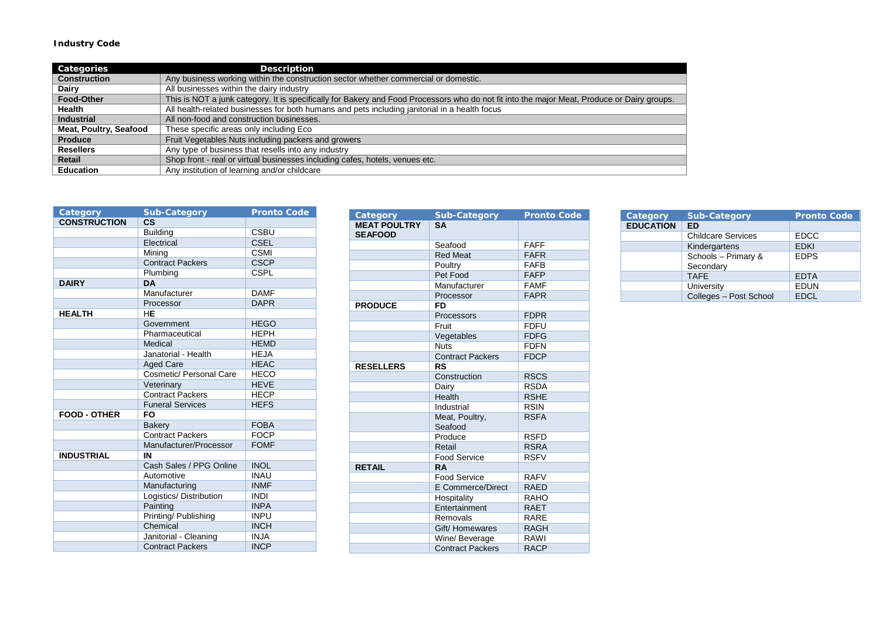**Industry Code**

| Categories | Description |
|---|---|
| **Construction** | Any business working within the construction sector whether commercial or domestic. |
| **Dairy** | All businesses within the dairy industry |
| **Food-Other** | This is NOT a junk category. It is specifically for Bakery and Food Processors who do not fit into the major Meat, Produce or Dairy groups. |
| **Health** | All health-related businesses for both humans and pets including janitorial in a health focus |
| **Industrial** | All non-food and construction businesses. |
| **Meat, Poultry, Seafood** | These specific areas only including Eco |
| **Produce** | Fruit Vegetables Nuts including packers and growers |
| **Resellers** | Any type of business that resells into any industry |
| **Retail** | Shop front - real or virtual businesses including cafes, hotels, venues etc. |
| **Education** | Any institution of learning and/or childcare |

| Category | Sub-Category | Pronto Code |
|---|---|---|
| **CONSTRUCTION** | **CS** | |
| | Building | CSBU |
| | Electrical | CSEL |
| | Mining | CSMI |
| | Contract Packers | CSCP |
| | Plumbing | CSPL |
| **DAIRY** | **DA** | |
| | Manufacturer | DAMF |
| | Processor | DAPR |
| **HEALTH** | **HE** | |
| | Government | HEGO |
| | Pharmaceutical | HEPH |
| | Medical | HEMD |
| | Janatorial - Health | HEJA |
| | Aged Care | HEAC |
| | Cosmetic/ Personal Care | HECO |
| | Veterinary | HEVE |
| | Contract Packers | HECP |
| | Funeral Services | HEFS |
| **FOOD - OTHER** | **FO** | |
| | Bakery | FOBA |
| | Contract Packers | FOCP |
| | Manufacturer/Processor | FOMF |
| **INDUSTRIAL** | **IN** | |
| | Cash Sales / PPG Online | INOL |
| | Automotive | INAU |
| | Manufacturing | INMF |
| | Logistics/ Distribution | INDI |
| | Painting | INPA |
| | Printing/ Publishing | INPU |
| | Chemical | INCH |
| | Janitorial - Cleaning | INJA |
| | Contract Packers | INCP |

| Category | Sub-Category | Pronto Code |
|---|---|---|
| **MEAT POULTRY SEAFOOD** | **SA** | |
| | Seafood | FAFF |
| | Red Meat | FAFR |
| | Poultry | FAFB |
| | Pet Food | FAFP |
| | Manufacturer | FAMF |
| | Processor | FAPR |
| **PRODUCE** | **FD** | |
| | Processors | FDPR |
| | Fruit | FDFU |
| | Vegetables | FDFG |
| | Nuts | FDFN |
| | Contract Packers | FDCP |
| **RESELLERS** | **RS** | |
| | Construction | RSCS |
| | Dairy | RSDA |
| | Health | RSHE |
| | Industrial | RSIN |
| | Meat, Poultry, Seafood | RSFA |
| | Produce | RSFD |
| | Retail | RSRA |
| | Food Service | RSFV |
| **RETAIL** | **RA** | |
| | Food Service | RAFV |
| | E Commerce/Direct | RAED |
| | Hospitality | RAHO |
| | Entertainment | RAET |
| | Removals | RARE |
| | Gift/ Homewares | RAGH |
| | Wine/ Beverage | RAWI |
| | Contract Packers | RACP |

| Category | Sub-Category | Pronto Code |
|---|---|---|
| **EDUCATION** | **ED** | |
| | Childcare Services | EDCC |
| | Kindergartens | EDKI |
| | Schools – Primary & Secondary | EDPS |
| | TAFE | EDTA |
| | University | EDUN |
| | Colleges – Post School | EDCL |